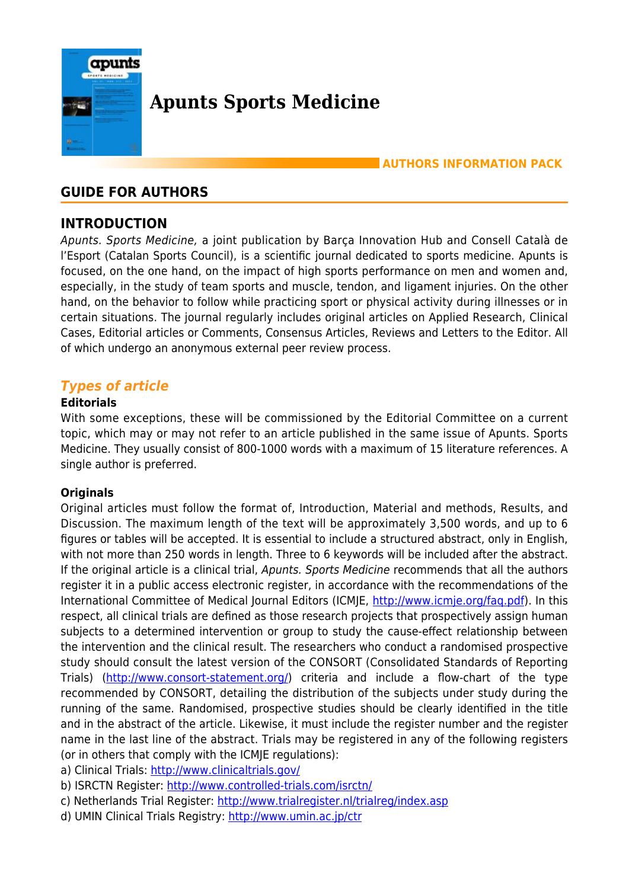# Apunts Sports Medicine

**AUTHORS INFORMATION PACK**

## GUIDE FOR AUTHORS

## INTRODUCTION

*Apunts. Sports Medicine,* a joint publication by Barça Innovation Hub and Consell Català de l'Esport (Catalan Sports Council), is a scientific journal dedicated to sports medicine. Apunts is focused, on the one hand, on the impact of high sports performance on men and women and, especially, in the study of team sports and muscle, tendon, and ligament injuries. On the other hand, on the behavior to follow while practicing sport or physical activity during illnesses or in certain situations. The journal regularly includes original articles on Applied Research, Clinical Cases, Editorial articles or Comments, Consensus Articles, Reviews and Letters to the Editor. All of which undergo an anonymous external peer review process.

### *Types of article*

**Editorials**

With some exceptions, these will be commissioned by the Editorial Committee on a current topic, which may or may not refer to an article published in the same issue of Apunts. Sports Medicine. They usually consist of 800-1000 words with a maximum of 15 literature references. A single author is preferred.

**Originals**

Original articles must follow the format of, Introduction, Material and methods, Results, and Discussion. The maximum length of the text will be approximately 3,500 words, and up to 6 figures or tables will be accepted. It is essential to include a structured abstract, only in English, with not more than 250 words in length. Three to 6 keywords will be included after the abstract. If the original article is a clinical trial, *Apunts. Sports Medicine* recommends that all the authors register it in a public access electronic register, in accordance with the recommendations of the International Committee of Medical Journal Editors (ICMJE, http://www.icmje.org/faq.pdf). In this respect, all clinical trials are defined as those research projects that prospectively assign human subjects to a determined intervention or group to study the cause-effect relationship between the intervention and the clinical result. The researchers who conduct a randomised prospective study should consult the latest version of the CONSORT (Consolidated Standards of Reporting Trials) (http://www.consort-statement.org/) criteria and include a flow-chart of the type recommended by CONSORT, detailing the distribution of the subjects under study during the running of the same. Randomised, prospective studies should be clearly identified in the title and in the abstract of the article. Likewise, it must include the register number and the register name in the last line of the abstract. Trials may be registered in any of the following registers (or in others that comply with the ICMJE regulations):

a) Clinical Trials: http://www.clinicaltrials.gov/
b) ISRCTN Register: http://www.controlled-trials.com/isrctn/
c) Netherlands Trial Register: http://www.trialregister.nl/trialreg/index.asp
d) UMIN Clinical Trials Registry: http://www.umin.ac.jp/ctr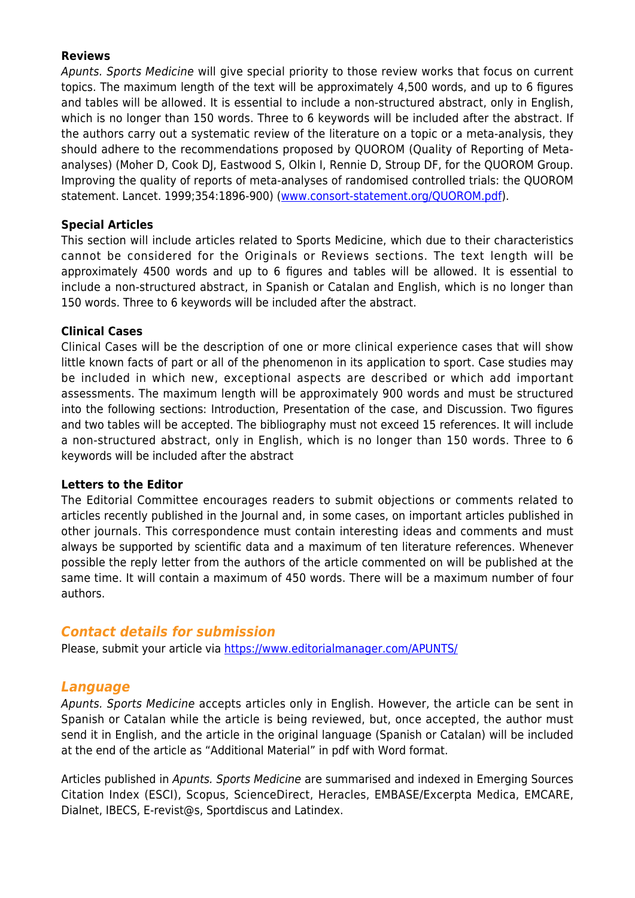**Reviews**

*Apunts. Sports Medicine* will give special priority to those review works that focus on current topics. The maximum length of the text will be approximately 4,500 words, and up to 6 figures and tables will be allowed. It is essential to include a non-structured abstract, only in English, which is no longer than 150 words. Three to 6 keywords will be included after the abstract. If the authors carry out a systematic review of the literature on a topic or a meta-analysis, they should adhere to the recommendations proposed by QUOROM (Quality of Reporting of Meta-analyses) (Moher D, Cook DJ, Eastwood S, Olkin I, Rennie D, Stroup DF, for the QUOROM Group. Improving the quality of reports of meta-analyses of randomised controlled trials: the QUOROM statement. Lancet. 1999;354:1896-900) (www.consort-statement.org/QUOROM.pdf).

**Special Articles**

This section will include articles related to Sports Medicine, which due to their characteristics cannot be considered for the Originals or Reviews sections. The text length will be approximately 4500 words and up to 6 figures and tables will be allowed. It is essential to include a non-structured abstract, in Spanish or Catalan and English, which is no longer than 150 words. Three to 6 keywords will be included after the abstract.

**Clinical Cases**

Clinical Cases will be the description of one or more clinical experience cases that will show little known facts of part or all of the phenomenon in its application to sport. Case studies may be included in which new, exceptional aspects are described or which add important assessments. The maximum length will be approximately 900 words and must be structured into the following sections: Introduction, Presentation of the case, and Discussion. Two figures and two tables will be accepted. The bibliography must not exceed 15 references. It will include a non-structured abstract, only in English, which is no longer than 150 words. Three to 6 keywords will be included after the abstract

**Letters to the Editor**

The Editorial Committee encourages readers to submit objections or comments related to articles recently published in the Journal and, in some cases, on important articles published in other journals. This correspondence must contain interesting ideas and comments and must always be supported by scientific data and a maximum of ten literature references. Whenever possible the reply letter from the authors of the article commented on will be published at the same time. It will contain a maximum of 450 words. There will be a maximum number of four authors.

## *Contact details for submission*

Please, submit your article via https://www.editorialmanager.com/APUNTS/

## *Language*

*Apunts. Sports Medicine* accepts articles only in English. However, the article can be sent in Spanish or Catalan while the article is being reviewed, but, once accepted, the author must send it in English, and the article in the original language (Spanish or Catalan) will be included at the end of the article as "Additional Material" in pdf with Word format.

Articles published in *Apunts. Sports Medicine* are summarised and indexed in Emerging Sources Citation Index (ESCI), Scopus, ScienceDirect, Heracles, EMBASE/Excerpta Medica, EMCARE, Dialnet, IBECS, E-revist@s, Sportdiscus and Latindex.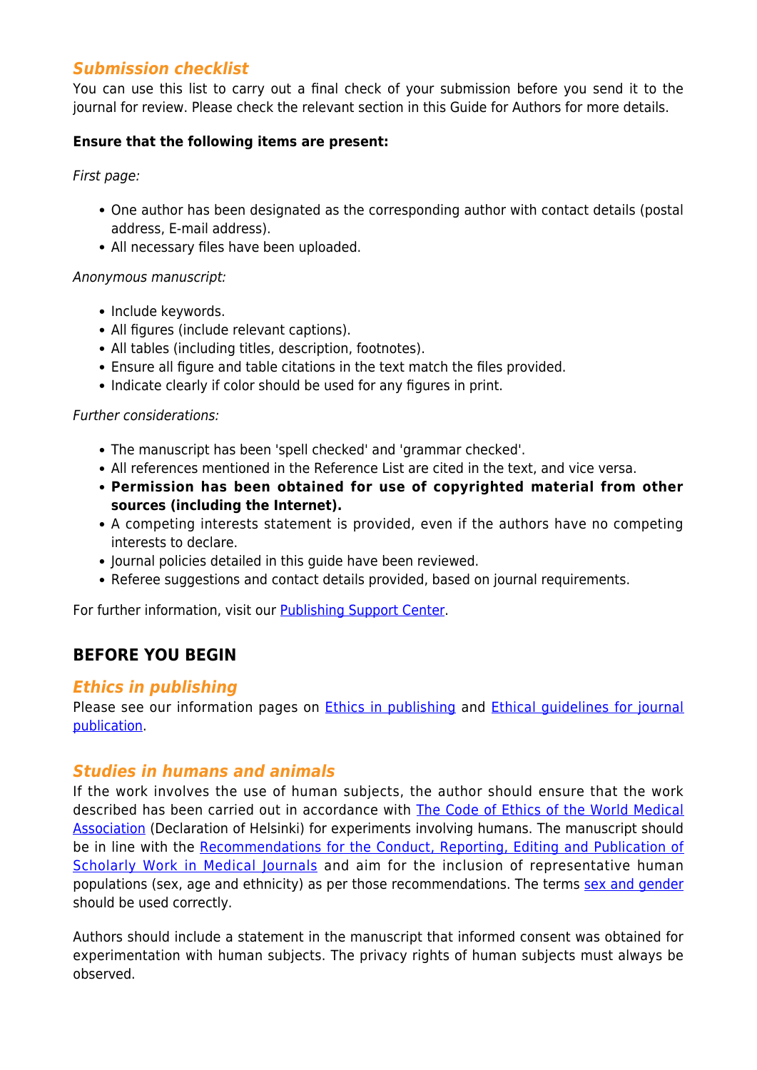### *Submission checklist*

You can use this list to carry out a final check of your submission before you send it to the journal for review. Please check the relevant section in this Guide for Authors for more details.

**Ensure that the following items are present:**

*First page:*

- One author has been designated as the corresponding author with contact details (postal address, E-mail address).
- All necessary files have been uploaded.

*Anonymous manuscript:*

- Include keywords.
- All figures (include relevant captions).
- All tables (including titles, description, footnotes).
- Ensure all figure and table citations in the text match the files provided.
- Indicate clearly if color should be used for any figures in print.

*Further considerations:*

- The manuscript has been 'spell checked' and 'grammar checked'.
- All references mentioned in the Reference List are cited in the text, and vice versa.
- **Permission has been obtained for use of copyrighted material from other sources (including the Internet).**
- A competing interests statement is provided, even if the authors have no competing interests to declare.
- Journal policies detailed in this guide have been reviewed.
- Referee suggestions and contact details provided, based on journal requirements.

For further information, visit our Publishing Support Center.

## BEFORE YOU BEGIN

### *Ethics in publishing*

Please see our information pages on Ethics in publishing and Ethical guidelines for journal publication.

### *Studies in humans and animals*

If the work involves the use of human subjects, the author should ensure that the work described has been carried out in accordance with The Code of Ethics of the World Medical Association (Declaration of Helsinki) for experiments involving humans. The manuscript should be in line with the Recommendations for the Conduct, Reporting, Editing and Publication of Scholarly Work in Medical Journals and aim for the inclusion of representative human populations (sex, age and ethnicity) as per those recommendations. The terms sex and gender should be used correctly.

Authors should include a statement in the manuscript that informed consent was obtained for experimentation with human subjects. The privacy rights of human subjects must always be observed.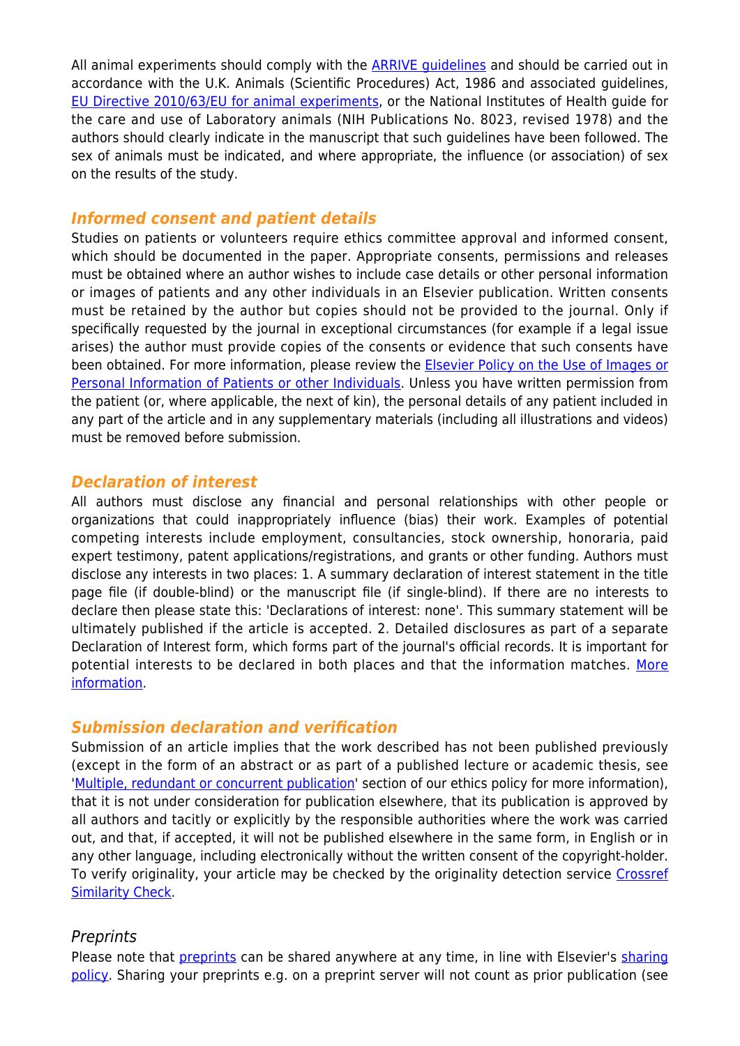All animal experiments should comply with the [ARRIVE guidelines](#) and should be carried out in accordance with the U.K. Animals (Scientific Procedures) Act, 1986 and associated guidelines, [EU Directive 2010/63/EU for animal experiments](#), or the National Institutes of Health guide for the care and use of Laboratory animals (NIH Publications No. 8023, revised 1978) and the authors should clearly indicate in the manuscript that such guidelines have been followed. The sex of animals must be indicated, and where appropriate, the influence (or association) of sex on the results of the study.

### *Informed consent and patient details*

Studies on patients or volunteers require ethics committee approval and informed consent, which should be documented in the paper. Appropriate consents, permissions and releases must be obtained where an author wishes to include case details or other personal information or images of patients and any other individuals in an Elsevier publication. Written consents must be retained by the author but copies should not be provided to the journal. Only if specifically requested by the journal in exceptional circumstances (for example if a legal issue arises) the author must provide copies of the consents or evidence that such consents have been obtained. For more information, please review the [Elsevier Policy on the Use of Images or Personal Information of Patients or other Individuals](#). Unless you have written permission from the patient (or, where applicable, the next of kin), the personal details of any patient included in any part of the article and in any supplementary materials (including all illustrations and videos) must be removed before submission.

### *Declaration of interest*

All authors must disclose any financial and personal relationships with other people or organizations that could inappropriately influence (bias) their work. Examples of potential competing interests include employment, consultancies, stock ownership, honoraria, paid expert testimony, patent applications/registrations, and grants or other funding. Authors must disclose any interests in two places: 1. A summary declaration of interest statement in the title page file (if double-blind) or the manuscript file (if single-blind). If there are no interests to declare then please state this: 'Declarations of interest: none'. This summary statement will be ultimately published if the article is accepted. 2. Detailed disclosures as part of a separate Declaration of Interest form, which forms part of the journal's official records. It is important for potential interests to be declared in both places and that the information matches. [More information](#).

### *Submission declaration and verification*

Submission of an article implies that the work described has not been published previously (except in the form of an abstract or as part of a published lecture or academic thesis, see '[Multiple, redundant or concurrent publication](#)' section of our ethics policy for more information), that it is not under consideration for publication elsewhere, that its publication is approved by all authors and tacitly or explicitly by the responsible authorities where the work was carried out, and that, if accepted, it will not be published elsewhere in the same form, in English or in any other language, including electronically without the written consent of the copyright-holder. To verify originality, your article may be checked by the originality detection service [Crossref Similarity Check](#).

#### *Preprints*

Please note that [preprints](#) can be shared anywhere at any time, in line with Elsevier's [sharing policy](#). Sharing your preprints e.g. on a preprint server will not count as prior publication (see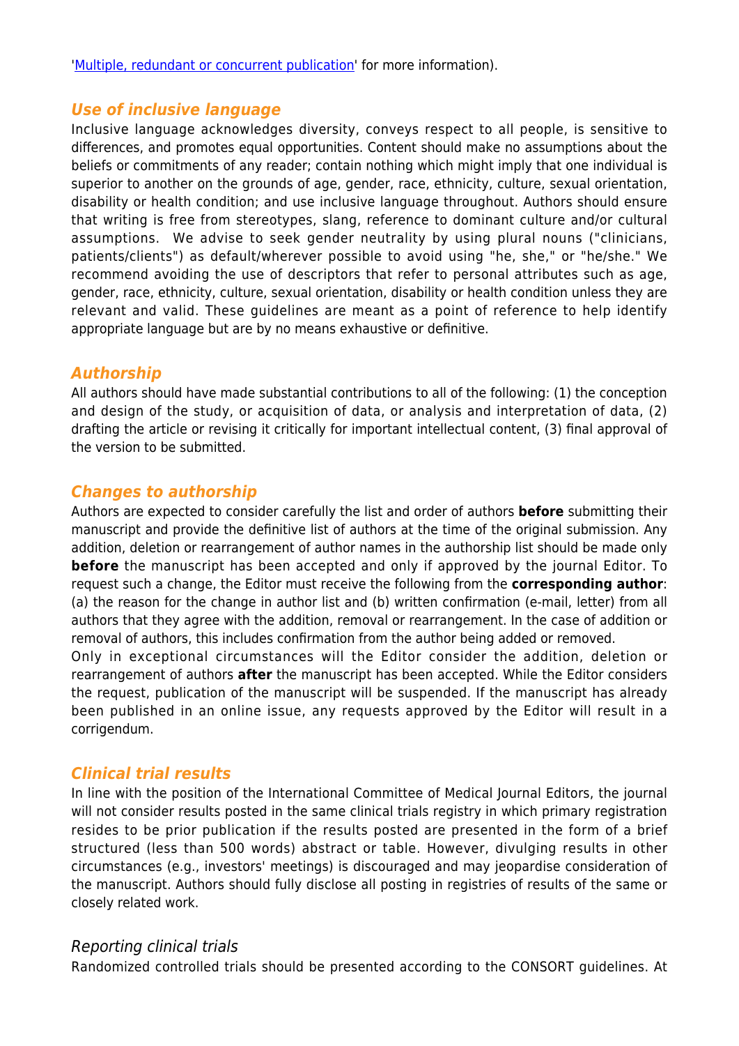'[Multiple, redundant or concurrent publication]' for more information).

### *Use of inclusive language*

Inclusive language acknowledges diversity, conveys respect to all people, is sensitive to differences, and promotes equal opportunities. Content should make no assumptions about the beliefs or commitments of any reader; contain nothing which might imply that one individual is superior to another on the grounds of age, gender, race, ethnicity, culture, sexual orientation, disability or health condition; and use inclusive language throughout. Authors should ensure that writing is free from stereotypes, slang, reference to dominant culture and/or cultural assumptions. We advise to seek gender neutrality by using plural nouns ("clinicians, patients/clients") as default/wherever possible to avoid using "he, she," or "he/she." We recommend avoiding the use of descriptors that refer to personal attributes such as age, gender, race, ethnicity, culture, sexual orientation, disability or health condition unless they are relevant and valid. These guidelines are meant as a point of reference to help identify appropriate language but are by no means exhaustive or definitive.

### *Authorship*

All authors should have made substantial contributions to all of the following: (1) the conception and design of the study, or acquisition of data, or analysis and interpretation of data, (2) drafting the article or revising it critically for important intellectual content, (3) final approval of the version to be submitted.

### *Changes to authorship*

Authors are expected to consider carefully the list and order of authors **before** submitting their manuscript and provide the definitive list of authors at the time of the original submission. Any addition, deletion or rearrangement of author names in the authorship list should be made only **before** the manuscript has been accepted and only if approved by the journal Editor. To request such a change, the Editor must receive the following from the **corresponding author**: (a) the reason for the change in author list and (b) written confirmation (e-mail, letter) from all authors that they agree with the addition, removal or rearrangement. In the case of addition or removal of authors, this includes confirmation from the author being added or removed.

Only in exceptional circumstances will the Editor consider the addition, deletion or rearrangement of authors **after** the manuscript has been accepted. While the Editor considers the request, publication of the manuscript will be suspended. If the manuscript has already been published in an online issue, any requests approved by the Editor will result in a corrigendum.

### *Clinical trial results*

In line with the position of the International Committee of Medical Journal Editors, the journal will not consider results posted in the same clinical trials registry in which primary registration resides to be prior publication if the results posted are presented in the form of a brief structured (less than 500 words) abstract or table. However, divulging results in other circumstances (e.g., investors' meetings) is discouraged and may jeopardise consideration of the manuscript. Authors should fully disclose all posting in registries of results of the same or closely related work.

#### *Reporting clinical trials*

Randomized controlled trials should be presented according to the CONSORT guidelines. At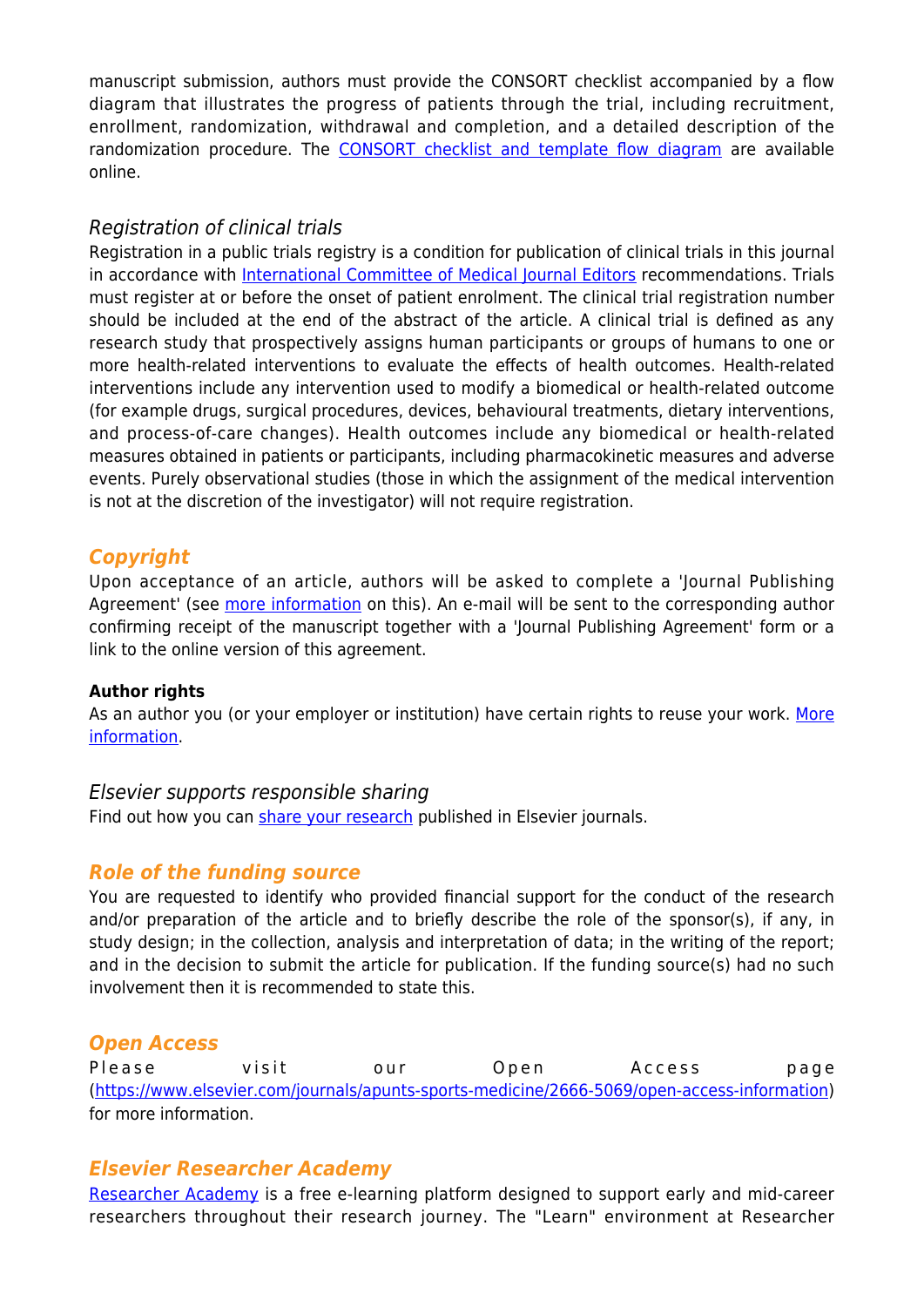manuscript submission, authors must provide the CONSORT checklist accompanied by a flow diagram that illustrates the progress of patients through the trial, including recruitment, enrollment, randomization, withdrawal and completion, and a detailed description of the randomization procedure. The CONSORT checklist and template flow diagram are available online.

### *Registration of clinical trials*

Registration in a public trials registry is a condition for publication of clinical trials in this journal in accordance with International Committee of Medical Journal Editors recommendations. Trials must register at or before the onset of patient enrolment. The clinical trial registration number should be included at the end of the abstract of the article. A clinical trial is defined as any research study that prospectively assigns human participants or groups of humans to one or more health-related interventions to evaluate the effects of health outcomes. Health-related interventions include any intervention used to modify a biomedical or health-related outcome (for example drugs, surgical procedures, devices, behavioural treatments, dietary interventions, and process-of-care changes). Health outcomes include any biomedical or health-related measures obtained in patients or participants, including pharmacokinetic measures and adverse events. Purely observational studies (those in which the assignment of the medical intervention is not at the discretion of the investigator) will not require registration.

## *Copyright*

Upon acceptance of an article, authors will be asked to complete a 'Journal Publishing Agreement' (see more information on this). An e-mail will be sent to the corresponding author confirming receipt of the manuscript together with a 'Journal Publishing Agreement' form or a link to the online version of this agreement.

**Author rights**

As an author you (or your employer or institution) have certain rights to reuse your work. More information.

### *Elsevier supports responsible sharing*

Find out how you can share your research published in Elsevier journals.

## *Role of the funding source*

You are requested to identify who provided financial support for the conduct of the research and/or preparation of the article and to briefly describe the role of the sponsor(s), if any, in study design; in the collection, analysis and interpretation of data; in the writing of the report; and in the decision to submit the article for publication. If the funding source(s) had no such involvement then it is recommended to state this.

## *Open Access*

Please visit our Open Access page (https://www.elsevier.com/journals/apunts-sports-medicine/2666-5069/open-access-information) for more information.

## *Elsevier Researcher Academy*

Researcher Academy is a free e-learning platform designed to support early and mid-career researchers throughout their research journey. The "Learn" environment at Researcher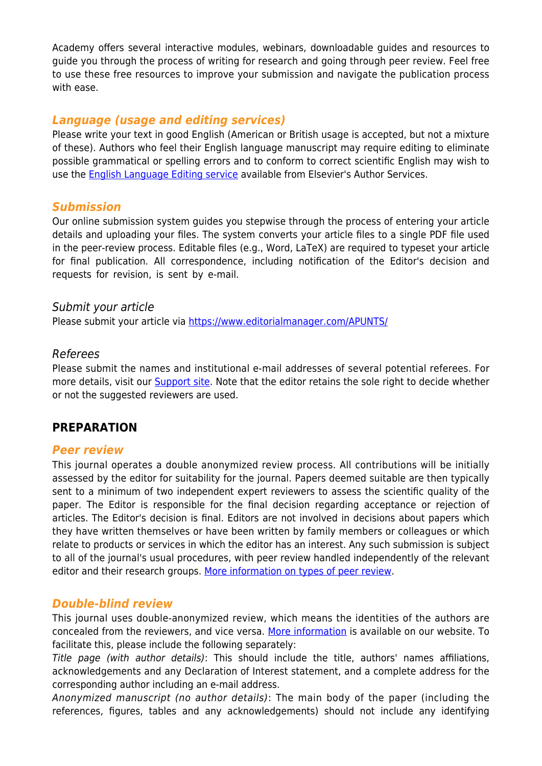Academy offers several interactive modules, webinars, downloadable guides and resources to guide you through the process of writing for research and going through peer review. Feel free to use these free resources to improve your submission and navigate the publication process with ease.

### *Language (usage and editing services)*

Please write your text in good English (American or British usage is accepted, but not a mixture of these). Authors who feel their English language manuscript may require editing to eliminate possible grammatical or spelling errors and to conform to correct scientific English may wish to use the English Language Editing service available from Elsevier's Author Services.

### *Submission*

Our online submission system guides you stepwise through the process of entering your article details and uploading your files. The system converts your article files to a single PDF file used in the peer-review process. Editable files (e.g., Word, LaTeX) are required to typeset your article for final publication. All correspondence, including notification of the Editor's decision and requests for revision, is sent by e-mail.

#### *Submit your article*

Please submit your article via https://www.editorialmanager.com/APUNTS/

#### *Referees*

Please submit the names and institutional e-mail addresses of several potential referees. For more details, visit our Support site. Note that the editor retains the sole right to decide whether or not the suggested reviewers are used.

## PREPARATION

### *Peer review*

This journal operates a double anonymized review process. All contributions will be initially assessed by the editor for suitability for the journal. Papers deemed suitable are then typically sent to a minimum of two independent expert reviewers to assess the scientific quality of the paper. The Editor is responsible for the final decision regarding acceptance or rejection of articles. The Editor's decision is final. Editors are not involved in decisions about papers which they have written themselves or have been written by family members or colleagues or which relate to products or services in which the editor has an interest. Any such submission is subject to all of the journal's usual procedures, with peer review handled independently of the relevant editor and their research groups. More information on types of peer review.

### *Double-blind review*

This journal uses double-anonymized review, which means the identities of the authors are concealed from the reviewers, and vice versa. More information is available on our website. To facilitate this, please include the following separately:

*Title page (with author details)*: This should include the title, authors' names affiliations, acknowledgements and any Declaration of Interest statement, and a complete address for the corresponding author including an e-mail address.

*Anonymized manuscript (no author details)*: The main body of the paper (including the references, figures, tables and any acknowledgements) should not include any identifying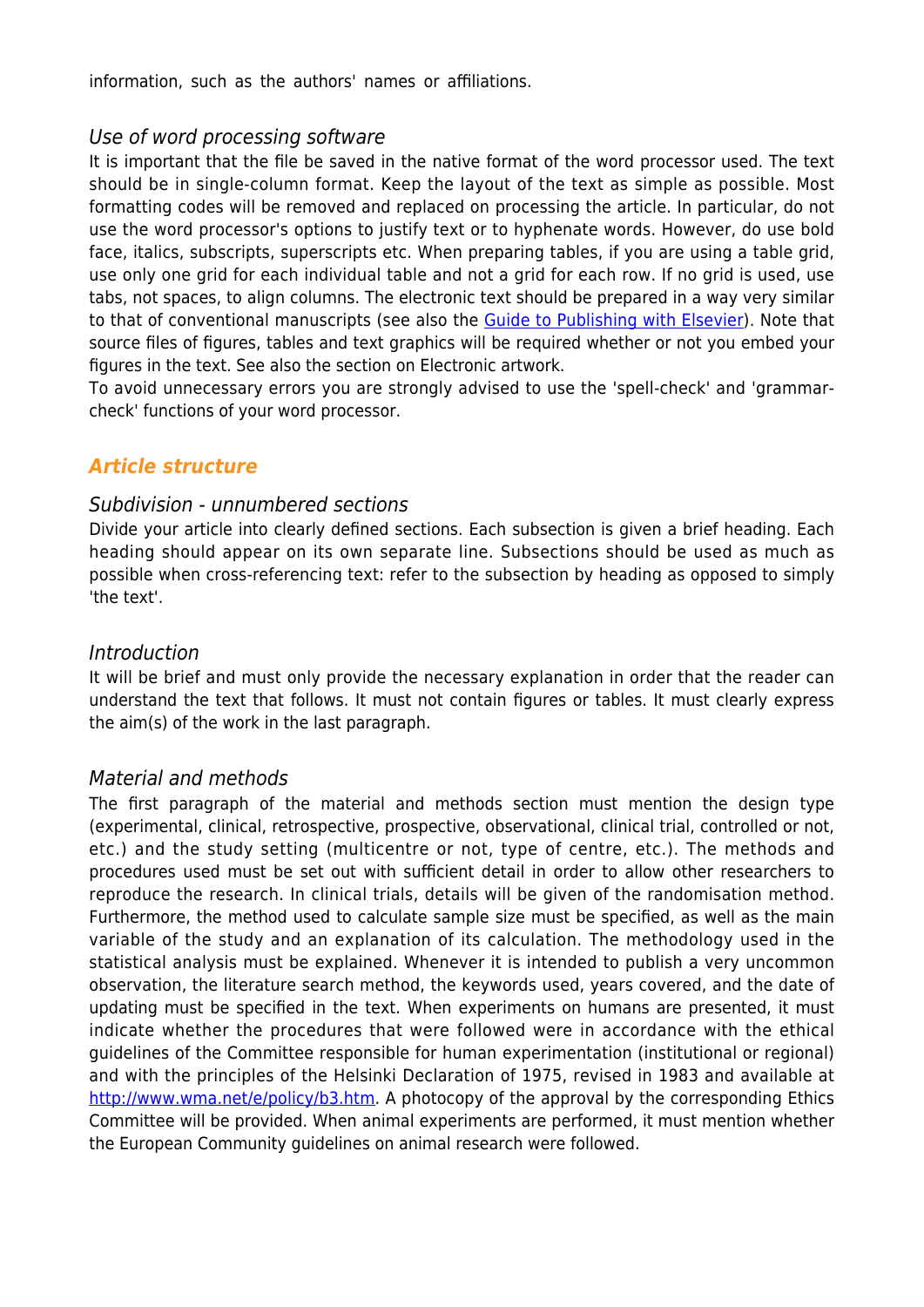information, such as the authors' names or affiliations.

### *Use of word processing software*

It is important that the file be saved in the native format of the word processor used. The text should be in single-column format. Keep the layout of the text as simple as possible. Most formatting codes will be removed and replaced on processing the article. In particular, do not use the word processor's options to justify text or to hyphenate words. However, do use bold face, italics, subscripts, superscripts etc. When preparing tables, if you are using a table grid, use only one grid for each individual table and not a grid for each row. If no grid is used, use tabs, not spaces, to align columns. The electronic text should be prepared in a way very similar to that of conventional manuscripts (see also the [Guide to Publishing with Elsevier](#)). Note that source files of figures, tables and text graphics will be required whether or not you embed your figures in the text. See also the section on Electronic artwork.

To avoid unnecessary errors you are strongly advised to use the 'spell-check' and 'grammar-check' functions of your word processor.

## ***Article structure***

### *Subdivision - unnumbered sections*

Divide your article into clearly defined sections. Each subsection is given a brief heading. Each heading should appear on its own separate line. Subsections should be used as much as possible when cross-referencing text: refer to the subsection by heading as opposed to simply 'the text'.

### *Introduction*

It will be brief and must only provide the necessary explanation in order that the reader can understand the text that follows. It must not contain figures or tables. It must clearly express the aim(s) of the work in the last paragraph.

### *Material and methods*

The first paragraph of the material and methods section must mention the design type (experimental, clinical, retrospective, prospective, observational, clinical trial, controlled or not, etc.) and the study setting (multicentre or not, type of centre, etc.). The methods and procedures used must be set out with sufficient detail in order to allow other researchers to reproduce the research. In clinical trials, details will be given of the randomisation method. Furthermore, the method used to calculate sample size must be specified, as well as the main variable of the study and an explanation of its calculation. The methodology used in the statistical analysis must be explained. Whenever it is intended to publish a very uncommon observation, the literature search method, the keywords used, years covered, and the date of updating must be specified in the text. When experiments on humans are presented, it must indicate whether the procedures that were followed were in accordance with the ethical guidelines of the Committee responsible for human experimentation (institutional or regional) and with the principles of the Helsinki Declaration of 1975, revised in 1983 and available at [http://www.wma.net/e/policy/b3.htm](http://www.wma.net/e/policy/b3.htm). A photocopy of the approval by the corresponding Ethics Committee will be provided. When animal experiments are performed, it must mention whether the European Community guidelines on animal research were followed.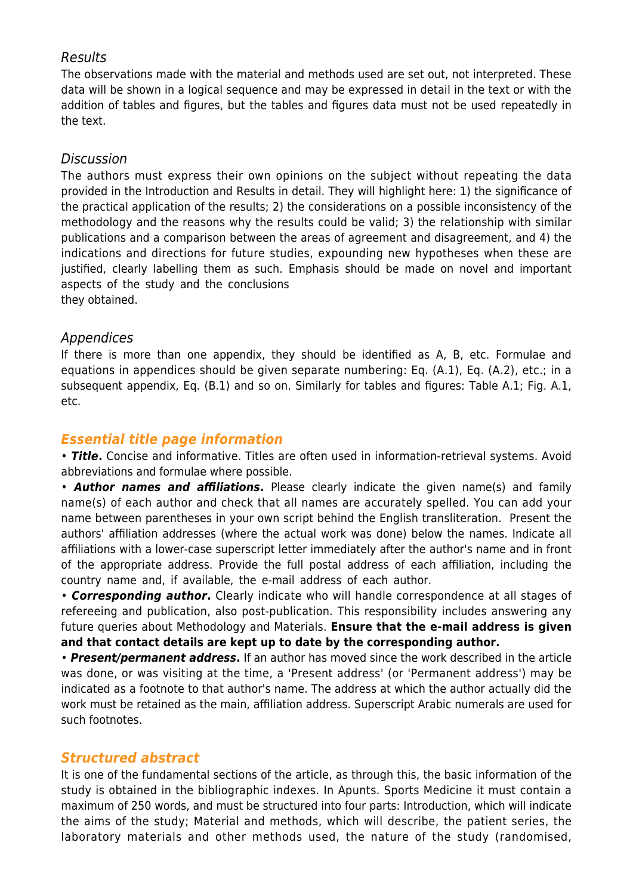### *Results*

The observations made with the material and methods used are set out, not interpreted. These data will be shown in a logical sequence and may be expressed in detail in the text or with the addition of tables and figures, but the tables and figures data must not be used repeatedly in the text.

### *Discussion*

The authors must express their own opinions on the subject without repeating the data provided in the Introduction and Results in detail. They will highlight here: 1) the significance of the practical application of the results; 2) the considerations on a possible inconsistency of the methodology and the reasons why the results could be valid; 3) the relationship with similar publications and a comparison between the areas of agreement and disagreement, and 4) the indications and directions for future studies, expounding new hypotheses when these are justified, clearly labelling them as such. Emphasis should be made on novel and important aspects of the study and the conclusions they obtained.

### *Appendices*

If there is more than one appendix, they should be identified as A, B, etc. Formulae and equations in appendices should be given separate numbering: Eq. (A.1), Eq. (A.2), etc.; in a subsequent appendix, Eq. (B.1) and so on. Similarly for tables and figures: Table A.1; Fig. A.1, etc.

## *Essential title page information*

• ***Title*.** Concise and informative. Titles are often used in information-retrieval systems. Avoid abbreviations and formulae where possible.

• ***Author names and affiliations*.** Please clearly indicate the given name(s) and family name(s) of each author and check that all names are accurately spelled. You can add your name between parentheses in your own script behind the English transliteration. Present the authors' affiliation addresses (where the actual work was done) below the names. Indicate all affiliations with a lower-case superscript letter immediately after the author's name and in front of the appropriate address. Provide the full postal address of each affiliation, including the country name and, if available, the e-mail address of each author.

• ***Corresponding author*.** Clearly indicate who will handle correspondence at all stages of refereeing and publication, also post-publication. This responsibility includes answering any future queries about Methodology and Materials. **Ensure that the e-mail address is given and that contact details are kept up to date by the corresponding author.**

• ***Present/permanent address*.** If an author has moved since the work described in the article was done, or was visiting at the time, a 'Present address' (or 'Permanent address') may be indicated as a footnote to that author's name. The address at which the author actually did the work must be retained as the main, affiliation address. Superscript Arabic numerals are used for such footnotes.

## *Structured abstract*

It is one of the fundamental sections of the article, as through this, the basic information of the study is obtained in the bibliographic indexes. In Apunts. Sports Medicine it must contain a maximum of 250 words, and must be structured into four parts: Introduction, which will indicate the aims of the study; Material and methods, which will describe, the patient series, the laboratory materials and other methods used, the nature of the study (randomised,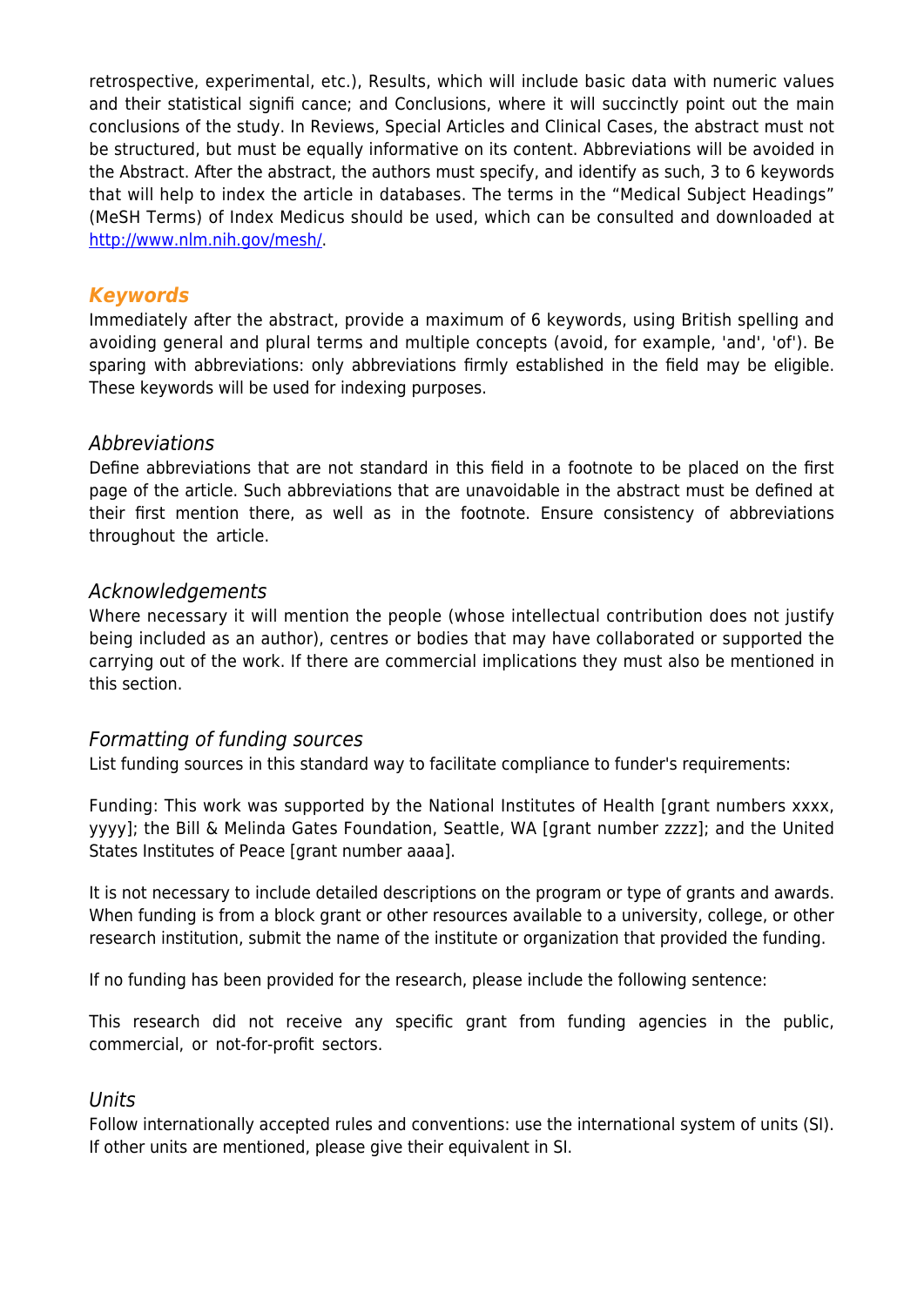retrospective, experimental, etc.), Results, which will include basic data with numeric values and their statistical signifi cance; and Conclusions, where it will succinctly point out the main conclusions of the study. In Reviews, Special Articles and Clinical Cases, the abstract must not be structured, but must be equally informative on its content. Abbreviations will be avoided in the Abstract. After the abstract, the authors must specify, and identify as such, 3 to 6 keywords that will help to index the article in databases. The terms in the "Medical Subject Headings" (MeSH Terms) of Index Medicus should be used, which can be consulted and downloaded at [http://www.nlm.nih.gov/mesh/](http://www.nlm.nih.gov/mesh/).

### *Keywords*

Immediately after the abstract, provide a maximum of 6 keywords, using British spelling and avoiding general and plural terms and multiple concepts (avoid, for example, 'and', 'of'). Be sparing with abbreviations: only abbreviations firmly established in the field may be eligible. These keywords will be used for indexing purposes.

#### *Abbreviations*

Define abbreviations that are not standard in this field in a footnote to be placed on the first page of the article. Such abbreviations that are unavoidable in the abstract must be defined at their first mention there, as well as in the footnote. Ensure consistency of abbreviations throughout the article.

#### *Acknowledgements*

Where necessary it will mention the people (whose intellectual contribution does not justify being included as an author), centres or bodies that may have collaborated or supported the carrying out of the work. If there are commercial implications they must also be mentioned in this section.

#### *Formatting of funding sources*

List funding sources in this standard way to facilitate compliance to funder's requirements:

Funding: This work was supported by the National Institutes of Health [grant numbers xxxx, yyyy]; the Bill & Melinda Gates Foundation, Seattle, WA [grant number zzzz]; and the United States Institutes of Peace [grant number aaaa].

It is not necessary to include detailed descriptions on the program or type of grants and awards. When funding is from a block grant or other resources available to a university, college, or other research institution, submit the name of the institute or organization that provided the funding.

If no funding has been provided for the research, please include the following sentence:

This research did not receive any specific grant from funding agencies in the public, commercial, or not-for-profit sectors.

#### *Units*

Follow internationally accepted rules and conventions: use the international system of units (SI). If other units are mentioned, please give their equivalent in SI.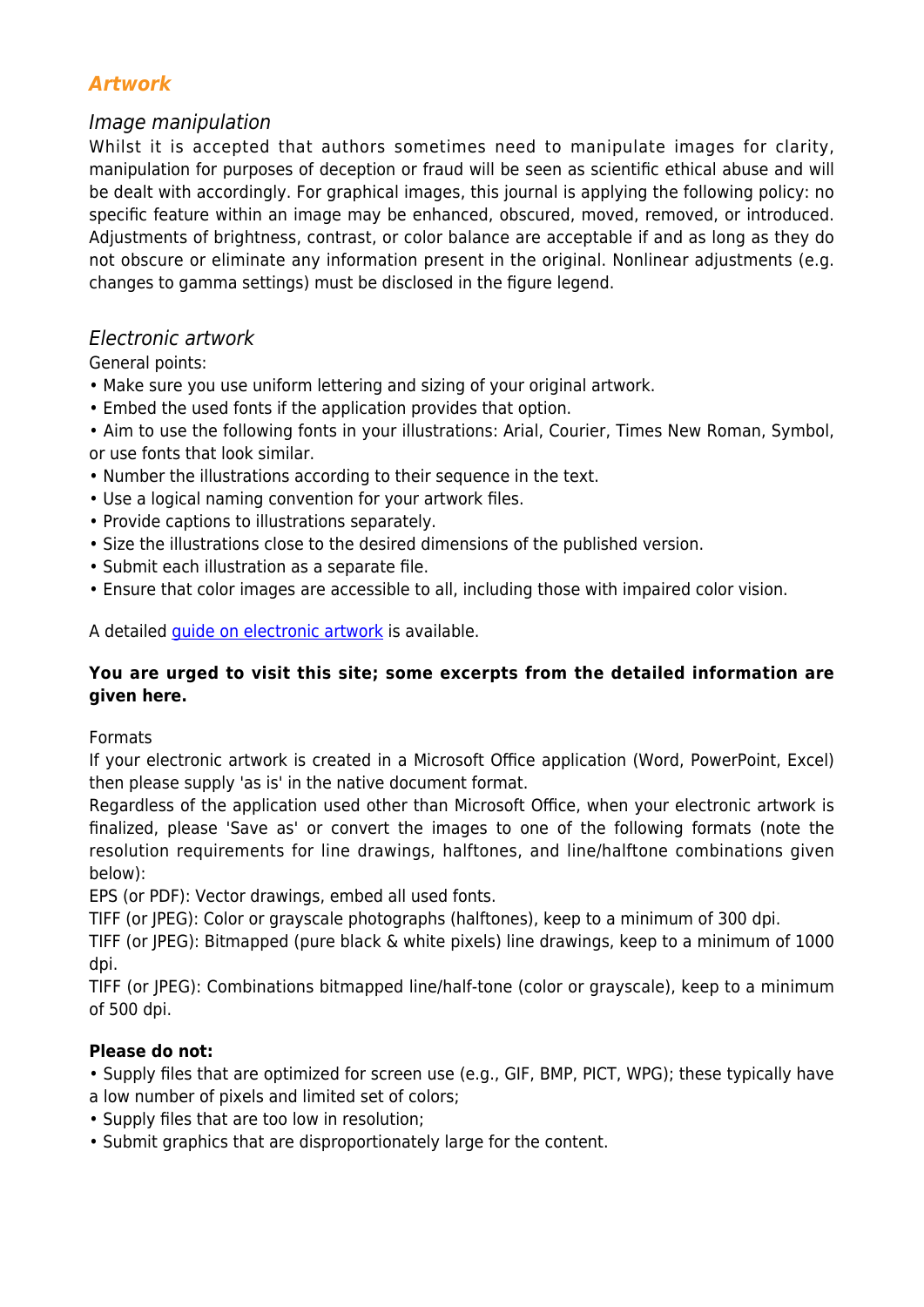## *Artwork*

### *Image manipulation*

Whilst it is accepted that authors sometimes need to manipulate images for clarity, manipulation for purposes of deception or fraud will be seen as scientific ethical abuse and will be dealt with accordingly. For graphical images, this journal is applying the following policy: no specific feature within an image may be enhanced, obscured, moved, removed, or introduced. Adjustments of brightness, contrast, or color balance are acceptable if and as long as they do not obscure or eliminate any information present in the original. Nonlinear adjustments (e.g. changes to gamma settings) must be disclosed in the figure legend.

### *Electronic artwork*

General points:

- Make sure you use uniform lettering and sizing of your original artwork.
- Embed the used fonts if the application provides that option.
- Aim to use the following fonts in your illustrations: Arial, Courier, Times New Roman, Symbol, or use fonts that look similar.
- Number the illustrations according to their sequence in the text.
- Use a logical naming convention for your artwork files.
- Provide captions to illustrations separately.
- Size the illustrations close to the desired dimensions of the published version.
- Submit each illustration as a separate file.
- Ensure that color images are accessible to all, including those with impaired color vision.

A detailed guide on electronic artwork is available.

**You are urged to visit this site; some excerpts from the detailed information are given here.**

Formats

If your electronic artwork is created in a Microsoft Office application (Word, PowerPoint, Excel) then please supply 'as is' in the native document format.

Regardless of the application used other than Microsoft Office, when your electronic artwork is finalized, please 'Save as' or convert the images to one of the following formats (note the resolution requirements for line drawings, halftones, and line/halftone combinations given below):

EPS (or PDF): Vector drawings, embed all used fonts.

TIFF (or JPEG): Color or grayscale photographs (halftones), keep to a minimum of 300 dpi.

TIFF (or JPEG): Bitmapped (pure black & white pixels) line drawings, keep to a minimum of 1000 dpi.

TIFF (or JPEG): Combinations bitmapped line/half-tone (color or grayscale), keep to a minimum of 500 dpi.

**Please do not:**

- Supply files that are optimized for screen use (e.g., GIF, BMP, PICT, WPG); these typically have a low number of pixels and limited set of colors;
- Supply files that are too low in resolution;
- Submit graphics that are disproportionately large for the content.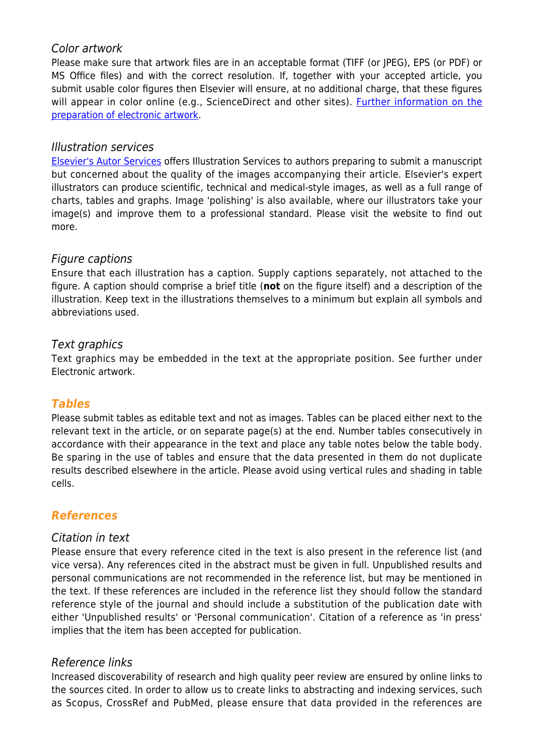### *Color artwork*

Please make sure that artwork files are in an acceptable format (TIFF (or JPEG), EPS (or PDF) or MS Office files) and with the correct resolution. If, together with your accepted article, you submit usable color figures then Elsevier will ensure, at no additional charge, that these figures will appear in color online (e.g., ScienceDirect and other sites). [Further information on the preparation of electronic artwork](#).

### *Illustration services*

[Elsevier's Autor Services](#) offers Illustration Services to authors preparing to submit a manuscript but concerned about the quality of the images accompanying their article. Elsevier's expert illustrators can produce scientific, technical and medical-style images, as well as a full range of charts, tables and graphs. Image 'polishing' is also available, where our illustrators take your image(s) and improve them to a professional standard. Please visit the website to find out more.

### *Figure captions*

Ensure that each illustration has a caption. Supply captions separately, not attached to the figure. A caption should comprise a brief title (**not** on the figure itself) and a description of the illustration. Keep text in the illustrations themselves to a minimum but explain all symbols and abbreviations used.

### *Text graphics*

Text graphics may be embedded in the text at the appropriate position. See further under Electronic artwork.

## ***Tables***

Please submit tables as editable text and not as images. Tables can be placed either next to the relevant text in the article, or on separate page(s) at the end. Number tables consecutively in accordance with their appearance in the text and place any table notes below the table body. Be sparing in the use of tables and ensure that the data presented in them do not duplicate results described elsewhere in the article. Please avoid using vertical rules and shading in table cells.

## ***References***

### *Citation in text*

Please ensure that every reference cited in the text is also present in the reference list (and vice versa). Any references cited in the abstract must be given in full. Unpublished results and personal communications are not recommended in the reference list, but may be mentioned in the text. If these references are included in the reference list they should follow the standard reference style of the journal and should include a substitution of the publication date with either 'Unpublished results' or 'Personal communication'. Citation of a reference as 'in press' implies that the item has been accepted for publication.

### *Reference links*

Increased discoverability of research and high quality peer review are ensured by online links to the sources cited. In order to allow us to create links to abstracting and indexing services, such as Scopus, CrossRef and PubMed, please ensure that data provided in the references are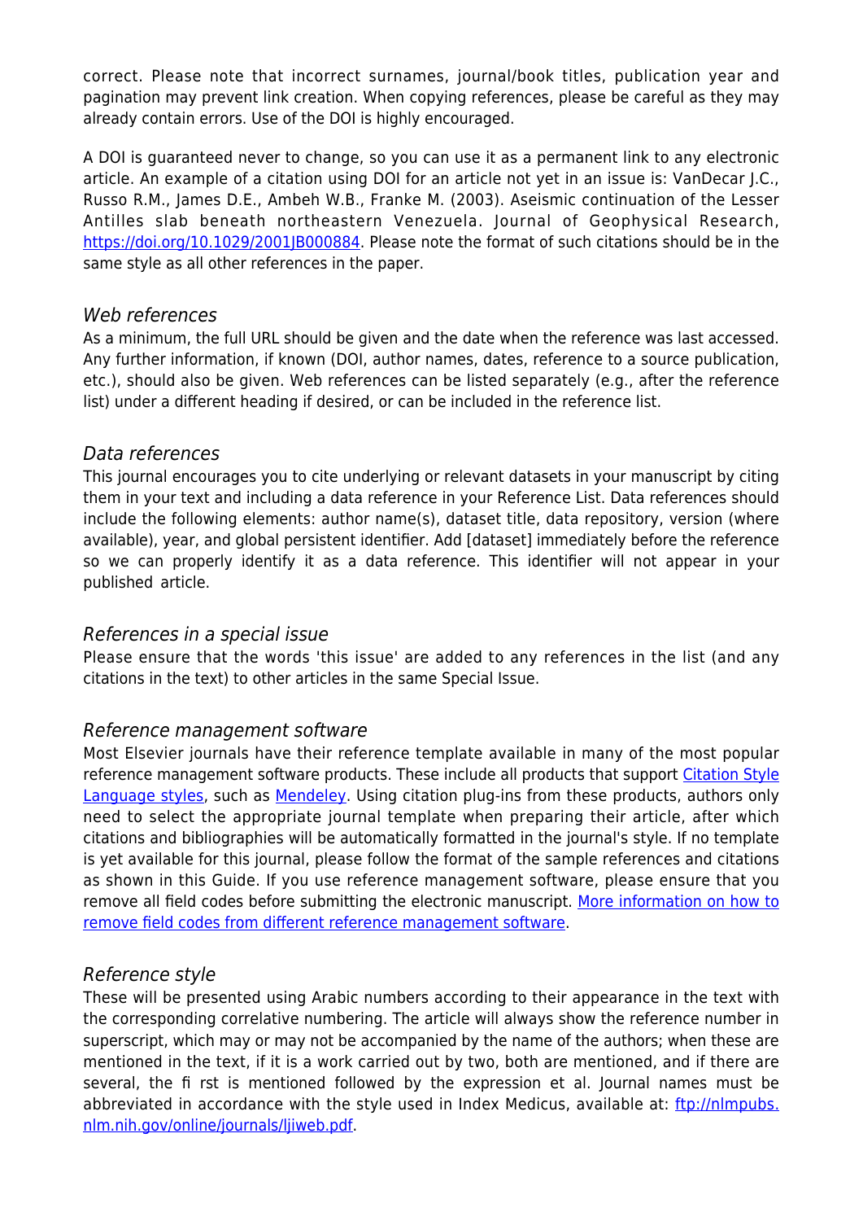correct. Please note that incorrect surnames, journal/book titles, publication year and pagination may prevent link creation. When copying references, please be careful as they may already contain errors. Use of the DOI is highly encouraged.

A DOI is guaranteed never to change, so you can use it as a permanent link to any electronic article. An example of a citation using DOI for an article not yet in an issue is: VanDecar J.C., Russo R.M., James D.E., Ambeh W.B., Franke M. (2003). Aseismic continuation of the Lesser Antilles slab beneath northeastern Venezuela. Journal of Geophysical Research, https://doi.org/10.1029/2001JB000884. Please note the format of such citations should be in the same style as all other references in the paper.

### *Web references*

As a minimum, the full URL should be given and the date when the reference was last accessed. Any further information, if known (DOI, author names, dates, reference to a source publication, etc.), should also be given. Web references can be listed separately (e.g., after the reference list) under a different heading if desired, or can be included in the reference list.

### *Data references*

This journal encourages you to cite underlying or relevant datasets in your manuscript by citing them in your text and including a data reference in your Reference List. Data references should include the following elements: author name(s), dataset title, data repository, version (where available), year, and global persistent identifier. Add [dataset] immediately before the reference so we can properly identify it as a data reference. This identifier will not appear in your published article.

### *References in a special issue*

Please ensure that the words 'this issue' are added to any references in the list (and any citations in the text) to other articles in the same Special Issue.

### *Reference management software*

Most Elsevier journals have their reference template available in many of the most popular reference management software products. These include all products that support Citation Style Language styles, such as Mendeley. Using citation plug-ins from these products, authors only need to select the appropriate journal template when preparing their article, after which citations and bibliographies will be automatically formatted in the journal's style. If no template is yet available for this journal, please follow the format of the sample references and citations as shown in this Guide. If you use reference management software, please ensure that you remove all field codes before submitting the electronic manuscript. More information on how to remove field codes from different reference management software.

### *Reference style*

These will be presented using Arabic numbers according to their appearance in the text with the corresponding correlative numbering. The article will always show the reference number in superscript, which may or may not be accompanied by the name of the authors; when these are mentioned in the text, if it is a work carried out by two, both are mentioned, and if there are several, the fi rst is mentioned followed by the expression et al. Journal names must be abbreviated in accordance with the style used in Index Medicus, available at: ftp://nlmpubs.nlm.nih.gov/online/journals/ljiweb.pdf.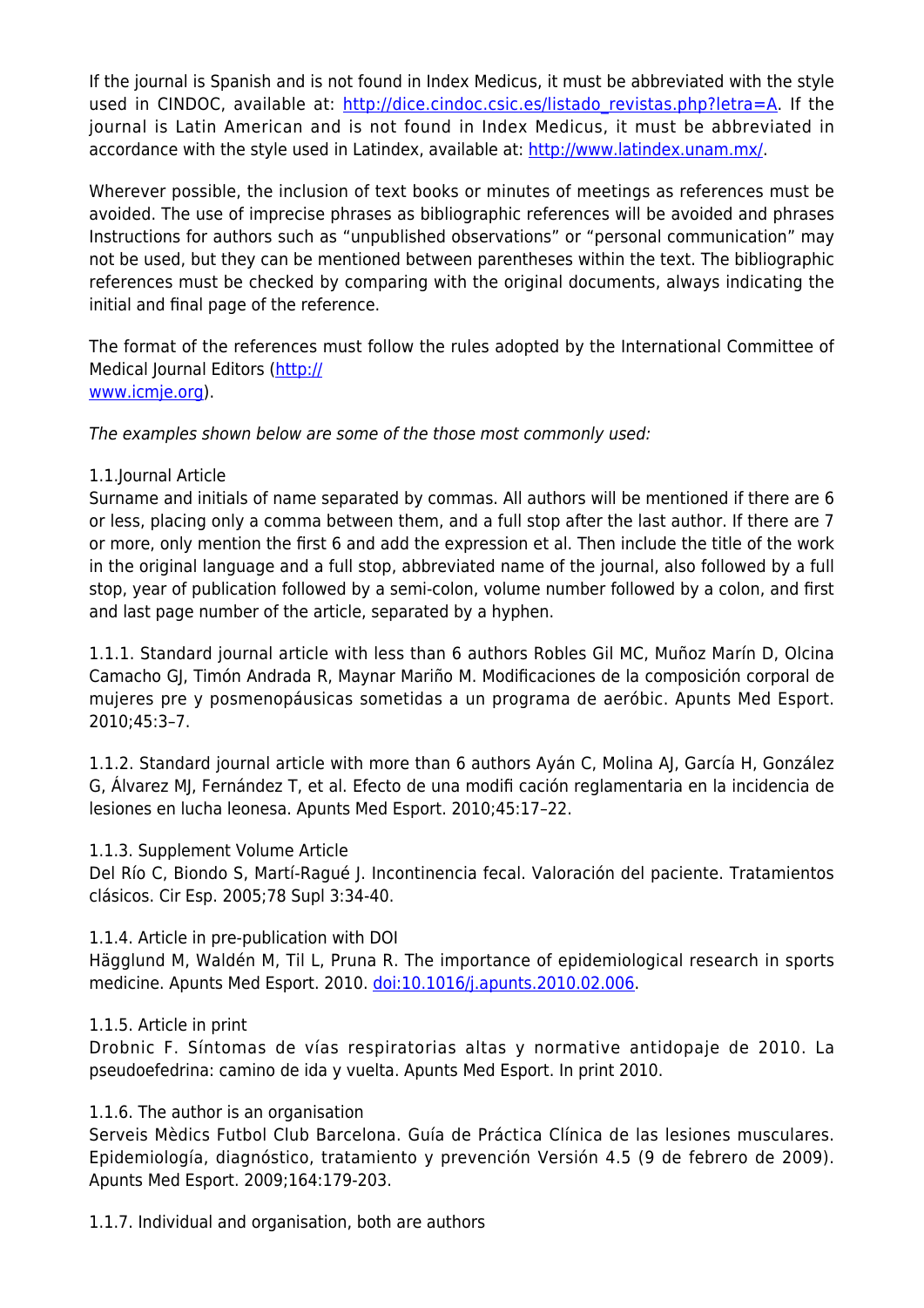If the journal is Spanish and is not found in Index Medicus, it must be abbreviated with the style used in CINDOC, available at: http://dice.cindoc.csic.es/listado_revistas.php?letra=A. If the journal is Latin American and is not found in Index Medicus, it must be abbreviated in accordance with the style used in Latindex, available at: http://www.latindex.unam.mx/.

Wherever possible, the inclusion of text books or minutes of meetings as references must be avoided. The use of imprecise phrases as bibliographic references will be avoided and phrases Instructions for authors such as "unpublished observations" or "personal communication" may not be used, but they can be mentioned between parentheses within the text. The bibliographic references must be checked by comparing with the original documents, always indicating the initial and final page of the reference.

The format of the references must follow the rules adopted by the International Committee of Medical Journal Editors (http://
www.icmje.org).

*The examples shown below are some of the those most commonly used:*

1.1.Journal Article
Surname and initials of name separated by commas. All authors will be mentioned if there are 6 or less, placing only a comma between them, and a full stop after the last author. If there are 7 or more, only mention the first 6 and add the expression et al. Then include the title of the work in the original language and a full stop, abbreviated name of the journal, also followed by a full stop, year of publication followed by a semi-colon, volume number followed by a colon, and first and last page number of the article, separated by a hyphen.

1.1.1. Standard journal article with less than 6 authors Robles Gil MC, Muñoz Marín D, Olcina Camacho GJ, Timón Andrada R, Maynar Mariño M. Modificaciones de la composición corporal de mujeres pre y posmenopáusicas sometidas a un programa de aeróbic. Apunts Med Esport. 2010;45:3–7.

1.1.2. Standard journal article with more than 6 authors Ayán C, Molina AJ, García H, González G, Álvarez MJ, Fernández T, et al. Efecto de una modifi cación reglamentaria en la incidencia de lesiones en lucha leonesa. Apunts Med Esport. 2010;45:17–22.

1.1.3. Supplement Volume Article
Del Río C, Biondo S, Martí-Ragué J. Incontinencia fecal. Valoración del paciente. Tratamientos clásicos. Cir Esp. 2005;78 Supl 3:34-40.

1.1.4. Article in pre-publication with DOI
Hägglund M, Waldén M, Til L, Pruna R. The importance of epidemiological research in sports medicine. Apunts Med Esport. 2010. doi:10.1016/j.apunts.2010.02.006.

1.1.5. Article in print
Drobnic F. Síntomas de vías respiratorias altas y normative antidopaje de 2010. La pseudoefedrina: camino de ida y vuelta. Apunts Med Esport. In print 2010.

1.1.6. The author is an organisation
Serveis Mèdics Futbol Club Barcelona. Guía de Práctica Clínica de las lesiones musculares. Epidemiología, diagnóstico, tratamiento y prevención Versión 4.5 (9 de febrero de 2009). Apunts Med Esport. 2009;164:179-203.

1.1.7. Individual and organisation, both are authors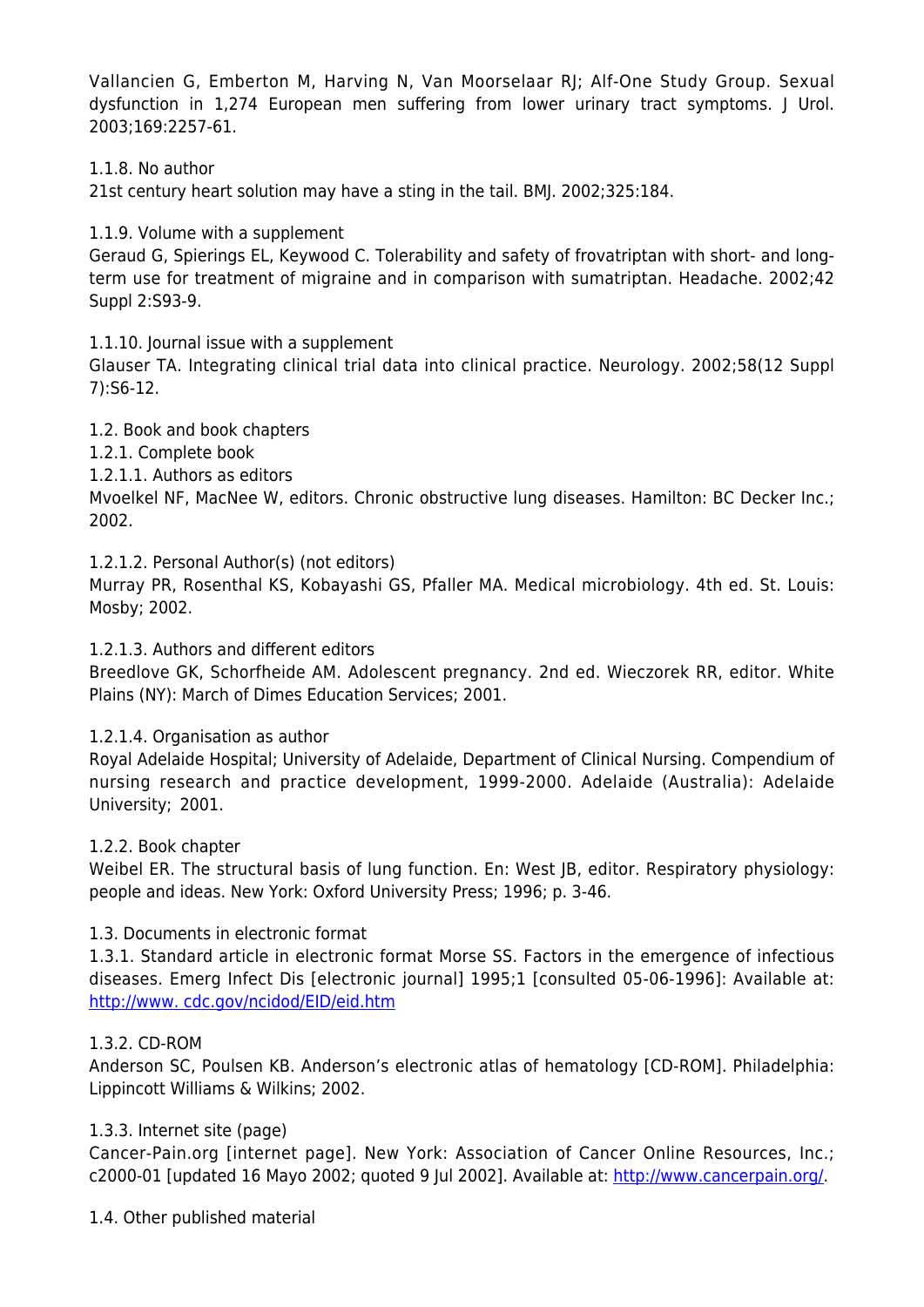Vallancien G, Emberton M, Harving N, Van Moorselaar RJ; Alf-One Study Group. Sexual dysfunction in 1,274 European men suffering from lower urinary tract symptoms. J Urol. 2003;169:2257-61.

1.1.8. No author
21st century heart solution may have a sting in the tail. BMJ. 2002;325:184.

1.1.9. Volume with a supplement
Geraud G, Spierings EL, Keywood C. Tolerability and safety of frovatriptan with short- and long-term use for treatment of migraine and in comparison with sumatriptan. Headache. 2002;42 Suppl 2:S93-9.

1.1.10. Journal issue with a supplement
Glauser TA. Integrating clinical trial data into clinical practice. Neurology. 2002;58(12 Suppl 7):S6-12.

1.2. Book and book chapters
1.2.1. Complete book
1.2.1.1. Authors as editors
Mvoelkel NF, MacNee W, editors. Chronic obstructive lung diseases. Hamilton: BC Decker Inc.; 2002.

1.2.1.2. Personal Author(s) (not editors)
Murray PR, Rosenthal KS, Kobayashi GS, Pfaller MA. Medical microbiology. 4th ed. St. Louis: Mosby; 2002.

1.2.1.3. Authors and different editors
Breedlove GK, Schorfheide AM. Adolescent pregnancy. 2nd ed. Wieczorek RR, editor. White Plains (NY): March of Dimes Education Services; 2001.

1.2.1.4. Organisation as author
Royal Adelaide Hospital; University of Adelaide, Department of Clinical Nursing. Compendium of nursing research and practice development, 1999-2000. Adelaide (Australia): Adelaide University; 2001.

1.2.2. Book chapter
Weibel ER. The structural basis of lung function. En: West JB, editor. Respiratory physiology: people and ideas. New York: Oxford University Press; 1996; p. 3-46.

1.3. Documents in electronic format
1.3.1. Standard article in electronic format Morse SS. Factors in the emergence of infectious diseases. Emerg Infect Dis [electronic journal] 1995;1 [consulted 05-06-1996]: Available at: http://www. cdc.gov/ncidod/EID/eid.htm

1.3.2. CD-ROM
Anderson SC, Poulsen KB. Anderson's electronic atlas of hematology [CD-ROM]. Philadelphia: Lippincott Williams & Wilkins; 2002.

1.3.3. Internet site (page)
Cancer-Pain.org [internet page]. New York: Association of Cancer Online Resources, Inc.; c2000-01 [updated 16 Mayo 2002; quoted 9 Jul 2002]. Available at: http://www.cancerpain.org/.

1.4. Other published material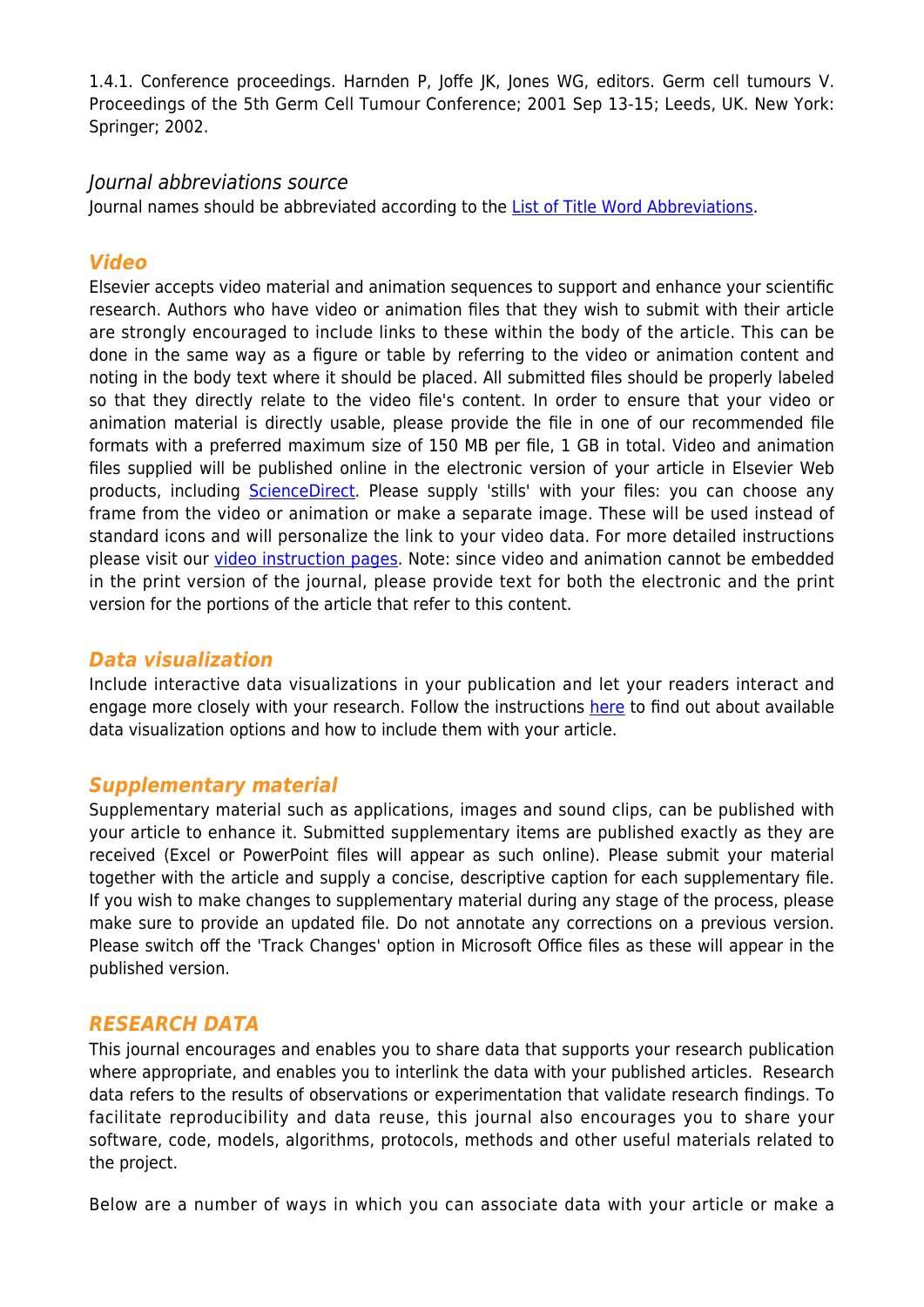1.4.1. Conference proceedings. Harnden P, Joffe JK, Jones WG, editors. Germ cell tumours V. Proceedings of the 5th Germ Cell Tumour Conference; 2001 Sep 13-15; Leeds, UK. New York: Springer; 2002.

### *Journal abbreviations source*

Journal names should be abbreviated according to the List of Title Word Abbreviations.

## *Video*

Elsevier accepts video material and animation sequences to support and enhance your scientific research. Authors who have video or animation files that they wish to submit with their article are strongly encouraged to include links to these within the body of the article. This can be done in the same way as a figure or table by referring to the video or animation content and noting in the body text where it should be placed. All submitted files should be properly labeled so that they directly relate to the video file's content. In order to ensure that your video or animation material is directly usable, please provide the file in one of our recommended file formats with a preferred maximum size of 150 MB per file, 1 GB in total. Video and animation files supplied will be published online in the electronic version of your article in Elsevier Web products, including ScienceDirect. Please supply 'stills' with your files: you can choose any frame from the video or animation or make a separate image. These will be used instead of standard icons and will personalize the link to your video data. For more detailed instructions please visit our video instruction pages. Note: since video and animation cannot be embedded in the print version of the journal, please provide text for both the electronic and the print version for the portions of the article that refer to this content.

## *Data visualization*

Include interactive data visualizations in your publication and let your readers interact and engage more closely with your research. Follow the instructions here to find out about available data visualization options and how to include them with your article.

## *Supplementary material*

Supplementary material such as applications, images and sound clips, can be published with your article to enhance it. Submitted supplementary items are published exactly as they are received (Excel or PowerPoint files will appear as such online). Please submit your material together with the article and supply a concise, descriptive caption for each supplementary file. If you wish to make changes to supplementary material during any stage of the process, please make sure to provide an updated file. Do not annotate any corrections on a previous version. Please switch off the 'Track Changes' option in Microsoft Office files as these will appear in the published version.

## *RESEARCH DATA*

This journal encourages and enables you to share data that supports your research publication where appropriate, and enables you to interlink the data with your published articles. Research data refers to the results of observations or experimentation that validate research findings. To facilitate reproducibility and data reuse, this journal also encourages you to share your software, code, models, algorithms, protocols, methods and other useful materials related to the project.

Below are a number of ways in which you can associate data with your article or make a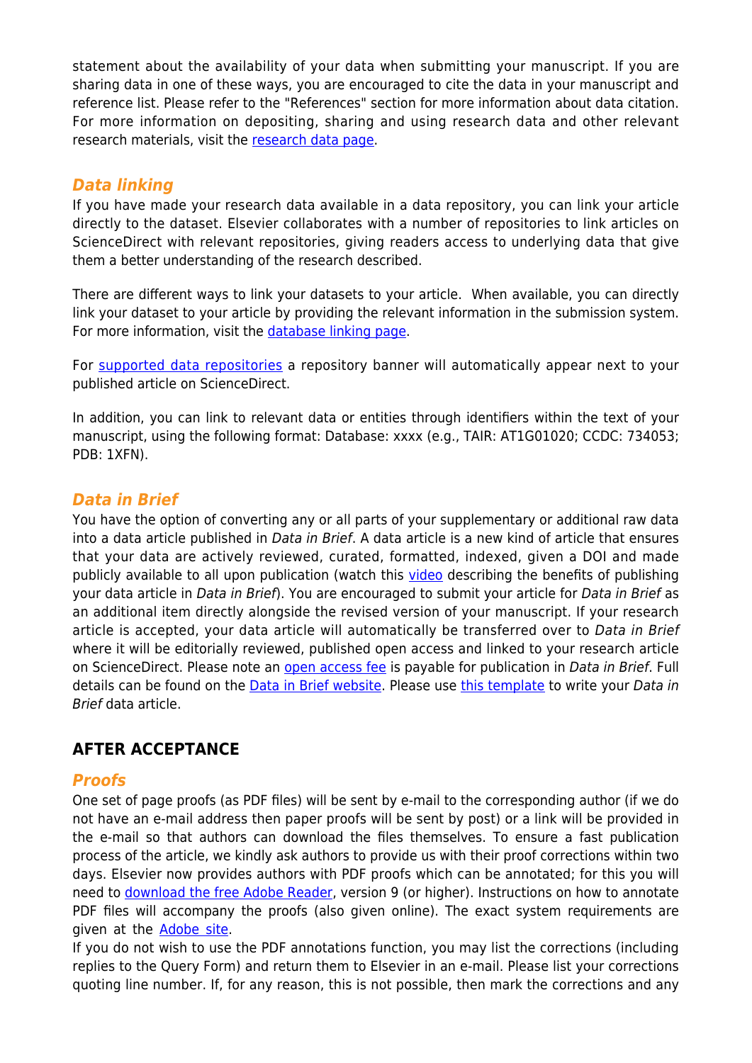statement about the availability of your data when submitting your manuscript. If you are sharing data in one of these ways, you are encouraged to cite the data in your manuscript and reference list. Please refer to the "References" section for more information about data citation. For more information on depositing, sharing and using research data and other relevant research materials, visit the research data page.

### *Data linking*

If you have made your research data available in a data repository, you can link your article directly to the dataset. Elsevier collaborates with a number of repositories to link articles on ScienceDirect with relevant repositories, giving readers access to underlying data that give them a better understanding of the research described.

There are different ways to link your datasets to your article. When available, you can directly link your dataset to your article by providing the relevant information in the submission system. For more information, visit the database linking page.

For supported data repositories a repository banner will automatically appear next to your published article on ScienceDirect.

In addition, you can link to relevant data or entities through identifiers within the text of your manuscript, using the following format: Database: xxxx (e.g., TAIR: AT1G01020; CCDC: 734053; PDB: 1XFN).

### *Data in Brief*

You have the option of converting any or all parts of your supplementary or additional raw data into a data article published in *Data in Brief*. A data article is a new kind of article that ensures that your data are actively reviewed, curated, formatted, indexed, given a DOI and made publicly available to all upon publication (watch this video describing the benefits of publishing your data article in *Data in Brief*). You are encouraged to submit your article for *Data in Brief* as an additional item directly alongside the revised version of your manuscript. If your research article is accepted, your data article will automatically be transferred over to *Data in Brief* where it will be editorially reviewed, published open access and linked to your research article on ScienceDirect. Please note an open access fee is payable for publication in *Data in Brief*. Full details can be found on the Data in Brief website. Please use this template to write your *Data in Brief* data article.

## AFTER ACCEPTANCE

### *Proofs*

One set of page proofs (as PDF files) will be sent by e-mail to the corresponding author (if we do not have an e-mail address then paper proofs will be sent by post) or a link will be provided in the e-mail so that authors can download the files themselves. To ensure a fast publication process of the article, we kindly ask authors to provide us with their proof corrections within two days. Elsevier now provides authors with PDF proofs which can be annotated; for this you will need to download the free Adobe Reader, version 9 (or higher). Instructions on how to annotate PDF files will accompany the proofs (also given online). The exact system requirements are given at the Adobe site.
If you do not wish to use the PDF annotations function, you may list the corrections (including replies to the Query Form) and return them to Elsevier in an e-mail. Please list your corrections quoting line number. If, for any reason, this is not possible, then mark the corrections and any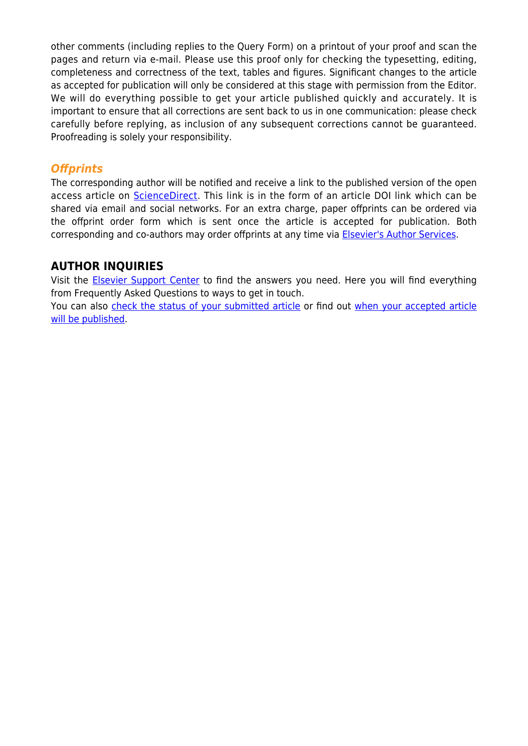other comments (including replies to the Query Form) on a printout of your proof and scan the pages and return via e-mail. Please use this proof only for checking the typesetting, editing, completeness and correctness of the text, tables and figures. Significant changes to the article as accepted for publication will only be considered at this stage with permission from the Editor. We will do everything possible to get your article published quickly and accurately. It is important to ensure that all corrections are sent back to us in one communication: please check carefully before replying, as inclusion of any subsequent corrections cannot be guaranteed. Proofreading is solely your responsibility.

### *Offprints*

The corresponding author will be notified and receive a link to the published version of the open access article on ScienceDirect. This link is in the form of an article DOI link which can be shared via email and social networks. For an extra charge, paper offprints can be ordered via the offprint order form which is sent once the article is accepted for publication. Both corresponding and co-authors may order offprints at any time via Elsevier's Author Services.

## AUTHOR INQUIRIES

Visit the Elsevier Support Center to find the answers you need. Here you will find everything from Frequently Asked Questions to ways to get in touch.
You can also check the status of your submitted article or find out when your accepted article will be published.